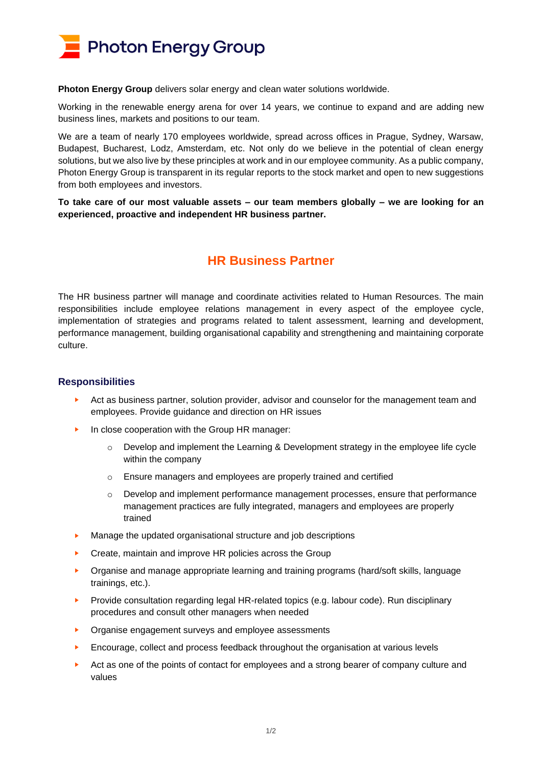# Photon Energy Group

**Photon Energy Group** delivers solar energy and clean water solutions worldwide.

Working in the renewable energy arena for over 14 years, we continue to expand and are adding new business lines, markets and positions to our team.

We are a team of nearly 170 employees worldwide, spread across offices in Prague, Sydney, Warsaw, Budapest, Bucharest, Lodz, Amsterdam, etc. Not only do we believe in the potential of clean energy solutions, but we also live by these principles at work and in our employee community. As a public company, Photon Energy Group is transparent in its regular reports to the stock market and open to new suggestions from both employees and investors.

**To take care of our most valuable assets – our team members globally – we are looking for an experienced, proactive and independent HR business partner.**

## HR Business Partner

The HR business partner will manage and coordinate activities related to Human Resources. The main responsibilities include employee relations management in every aspect of the employee cycle, implementation of strategies and programs related to talent assessment, learning and development, performance management, building organisational capability and strengthening and maintaining corporate culture.

### Responsibilities

- Act as business partner, solution provider, advisor and counselor for the management team and employees. Provide guidance and direction on HR issues
- In close cooperation with the Group HR manager:
    - Develop and implement the Learning & Development strategy in the employee life cycle within the company
    - Ensure managers and employees are properly trained and certified
    - Develop and implement performance management processes, ensure that performance management practices are fully integrated, managers and employees are properly trained
- Manage the updated organisational structure and job descriptions
- Create, maintain and improve HR policies across the Group
- Organise and manage appropriate learning and training programs (hard/soft skills, language trainings, etc.).
- Provide consultation regarding legal HR-related topics (e.g. labour code). Run disciplinary procedures and consult other managers when needed
- Organise engagement surveys and employee assessments
- Encourage, collect and process feedback throughout the organisation at various levels
- Act as one of the points of contact for employees and a strong bearer of company culture and values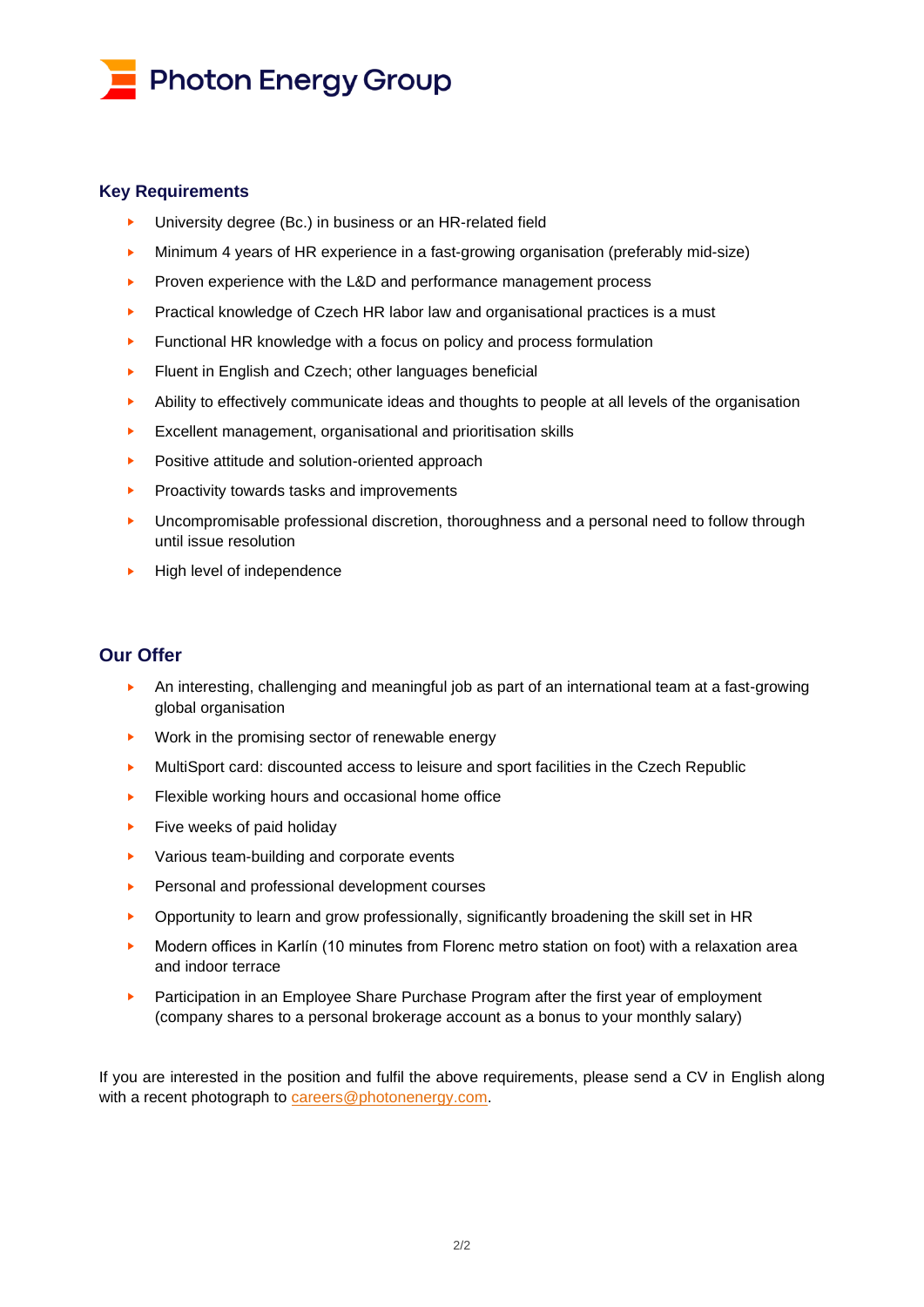## Key Requirements

- University degree (Bc.) in business or an HR-related field
- Minimum 4 years of HR experience in a fast-growing organisation (preferably mid-size)
- Proven experience with the L&D and performance management process
- Practical knowledge of Czech HR labor law and organisational practices is a must
- Functional HR knowledge with a focus on policy and process formulation
- Fluent in English and Czech; other languages beneficial
- Ability to effectively communicate ideas and thoughts to people at all levels of the organisation
- Excellent management, organisational and prioritisation skills
- Positive attitude and solution-oriented approach
- Proactivity towards tasks and improvements
- Uncompromisable professional discretion, thoroughness and a personal need to follow through until issue resolution
- High level of independence

## Our Offer

- An interesting, challenging and meaningful job as part of an international team at a fast-growing global organisation
- Work in the promising sector of renewable energy
- MultiSport card: discounted access to leisure and sport facilities in the Czech Republic
- Flexible working hours and occasional home office
- Five weeks of paid holiday
- Various team-building and corporate events
- Personal and professional development courses
- Opportunity to learn and grow professionally, significantly broadening the skill set in HR
- Modern offices in Karlín (10 minutes from Florenc metro station on foot) with a relaxation area and indoor terrace
- Participation in an Employee Share Purchase Program after the first year of employment (company shares to a personal brokerage account as a bonus to your monthly salary)

If you are interested in the position and fulfil the above requirements, please send a CV in English along with a recent photograph to careers@photonenergy.com.